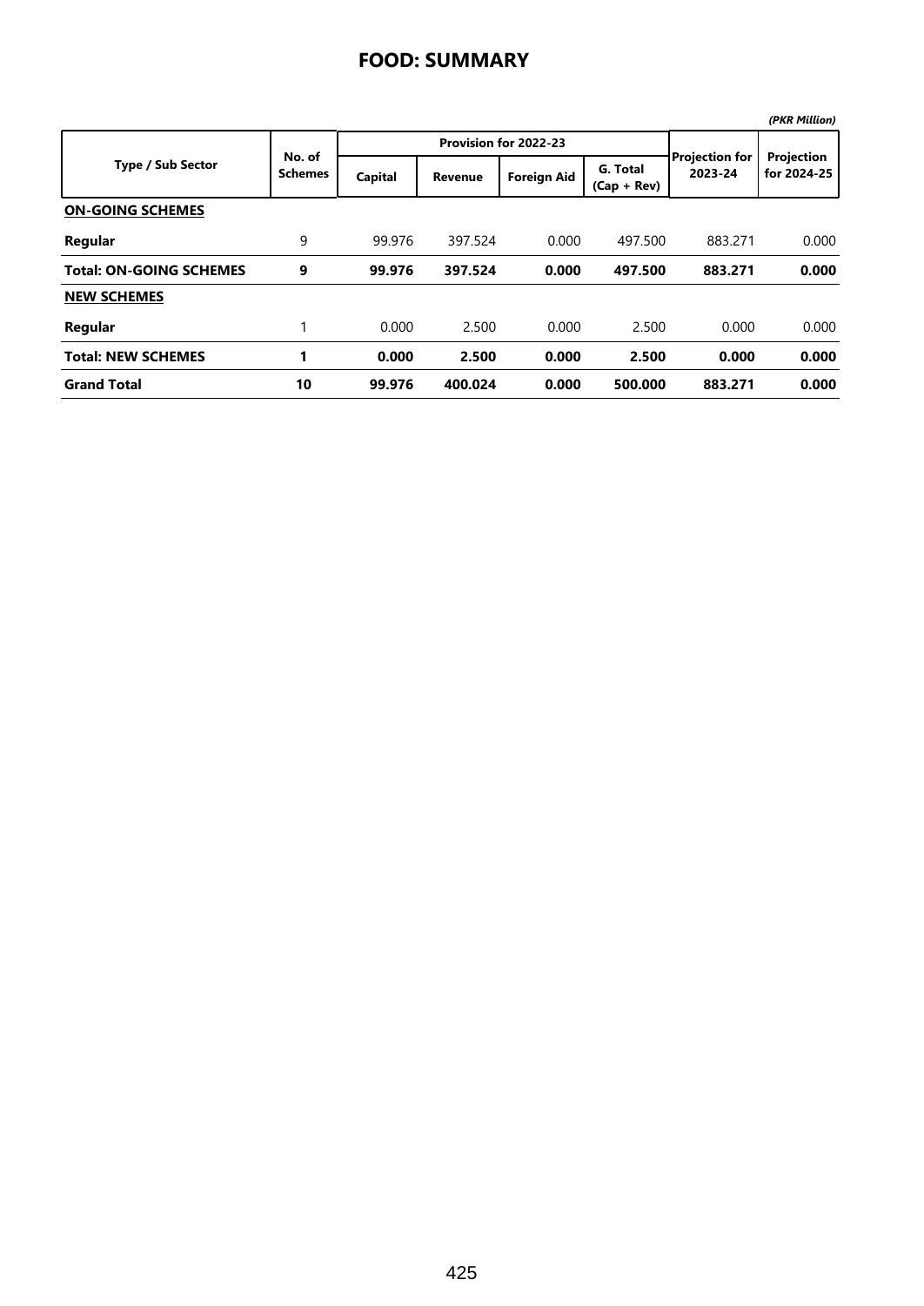# FOOD: SUMMARY

*(PKR Million)*

| Type / Sub Sector | No. of Schemes | Provision for 2022-23 | | | | Projection for 2023-24 | Projection for 2024-25 |
|---|---|---|---|---|---|---|---|
| | | Capital | Revenue | Foreign Aid | G. Total (Cap + Rev) | | |
| **ON-GOING SCHEMES** | | | | | | | |
| **Regular** | 9 | 99.976 | 397.524 | 0.000 | 497.500 | 883.271 | 0.000 |
| **Total: ON-GOING SCHEMES** | **9** | **99.976** | **397.524** | **0.000** | **497.500** | **883.271** | **0.000** |
| **NEW SCHEMES** | | | | | | | |
| **Regular** | 1 | 0.000 | 2.500 | 0.000 | 2.500 | 0.000 | 0.000 |
| **Total: NEW SCHEMES** | **1** | **0.000** | **2.500** | **0.000** | **2.500** | **0.000** | **0.000** |
| **Grand Total** | **10** | **99.976** | **400.024** | **0.000** | **500.000** | **883.271** | **0.000** |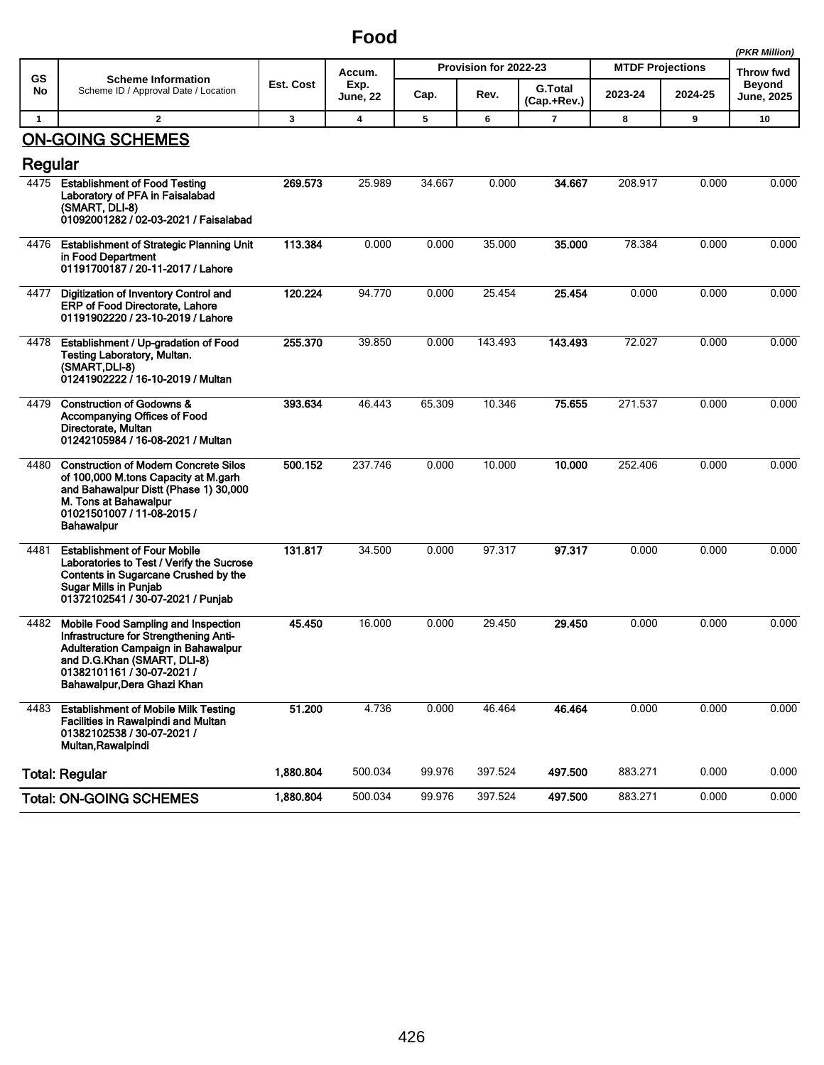# Food

*(PKR Million)*

| GS No | Scheme Information<br>Scheme ID / Approval Date / Location | Est. Cost | Accum. Exp. June, 22 | Provision for 2022-23 | | | MTDF Projections | | Throw fwd |
|---|---|---|---|---|---|---|---|---|---|
| | | | | Cap. | Rev. | G.Total (Cap.+Rev.) | 2023-24 | 2024-25 | Beyond June, 2025 |
| 1 | 2 | 3 | 4 | 5 | 6 | 7 | 8 | 9 | 10 |
| **ON-GOING SCHEMES** | | | | | | | | | |
| **Regular** | | | | | | | | | |
| 4475 | **Establishment of Food Testing Laboratory of PFA in Faisalabad (SMART, DLI-8)**<br>**01092001282 / 02-03-2021 / Faisalabad** | **269.573** | 25.989 | 34.667 | 0.000 | **34.667** | 208.917 | 0.000 | 0.000 |
| 4476 | **Establishment of Strategic Planning Unit in Food Department**<br>**01191700187 / 20-11-2017 / Lahore** | **113.384** | 0.000 | 0.000 | 35.000 | **35.000** | 78.384 | 0.000 | 0.000 |
| 4477 | **Digitization of Inventory Control and ERP of Food Directorate, Lahore**<br>**01191902220 / 23-10-2019 / Lahore** | **120.224** | 94.770 | 0.000 | 25.454 | **25.454** | 0.000 | 0.000 | 0.000 |
| 4478 | **Establishment / Up-gradation of Food Testing Laboratory, Multan. (SMART,DLI-8)**<br>**01241902222 / 16-10-2019 / Multan** | **255.370** | 39.850 | 0.000 | 143.493 | **143.493** | 72.027 | 0.000 | 0.000 |
| 4479 | **Construction of Godowns & Accompanying Offices of Food Directorate, Multan**<br>**01242105984 / 16-08-2021 / Multan** | **393.634** | 46.443 | 65.309 | 10.346 | **75.655** | 271.537 | 0.000 | 0.000 |
| 4480 | **Construction of Modern Concrete Silos of 100,000 M.tons Capacity at M.garh and Bahawalpur Distt (Phase 1) 30,000 M. Tons at Bahawalpur**<br>**01021501007 / 11-08-2015 / Bahawalpur** | **500.152** | 237.746 | 0.000 | 10.000 | **10.000** | 252.406 | 0.000 | 0.000 |
| 4481 | **Establishment of Four Mobile Laboratories to Test / Verify the Sucrose Contents in Sugarcane Crushed by the Sugar Mills in Punjab**<br>**01372102541 / 30-07-2021 / Punjab** | **131.817** | 34.500 | 0.000 | 97.317 | **97.317** | 0.000 | 0.000 | 0.000 |
| 4482 | **Mobile Food Sampling and Inspection Infrastructure for Strengthening Anti-Adulteration Campaign in Bahawalpur and D.G.Khan (SMART, DLI-8)**<br>**01382101161 / 30-07-2021 / Bahawalpur,Dera Ghazi Khan** | **45.450** | 16.000 | 0.000 | 29.450 | **29.450** | 0.000 | 0.000 | 0.000 |
| 4483 | **Establishment of Mobile Milk Testing Facilities in Rawalpindi and Multan**<br>**01382102538 / 30-07-2021 / Multan,Rawalpindi** | **51.200** | 4.736 | 0.000 | 46.464 | **46.464** | 0.000 | 0.000 | 0.000 |
| **Total: Regular** | | **1,880.804** | 500.034 | 99.976 | 397.524 | **497.500** | 883.271 | 0.000 | 0.000 |
| **Total: ON-GOING SCHEMES** | | **1,880.804** | 500.034 | 99.976 | 397.524 | **497.500** | 883.271 | 0.000 | 0.000 |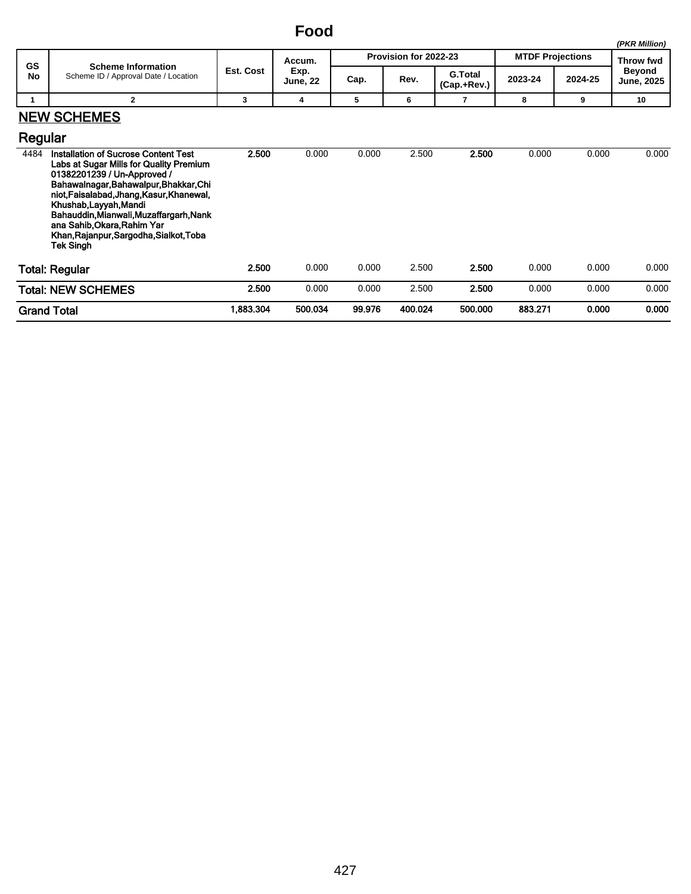# Food

*(PKR Million)*

| GS No | Scheme Information<br>Scheme ID / Approval Date / Location | Est. Cost | Accum. Exp. June, 22 | Provision for 2022-23 | | | MTDF Projections | | Throw fwd Beyond June, 2025 |
|---|---|---|---|---|---|---|---|---|---|
| | | | | Cap. | Rev. | G.Total (Cap.+Rev.) | 2023-24 | 2024-25 | |
| 1 | 2 | 3 | 4 | 5 | 6 | 7 | 8 | 9 | 10 |
| **NEW SCHEMES** | | | | | | | | | |
| **Regular** | | | | | | | | | |
| 4484 | **Installation of Sucrose Content Test Labs at Sugar Mills for Quality Premium 01382201239 / Un-Approved / Bahawalnagar,Bahawalpur,Bhakkar,Chiniot,Faisalabad,Jhang,Kasur,Khanewal,Khushab,Layyah,Mandi Bahauddin,Mianwali,Muzaffargarh,Nankana Sahib,Okara,Rahim Yar Khan,Rajanpur,Sargodha,Sialkot,Toba Tek Singh** | **2.500** | 0.000 | 0.000 | 2.500 | **2.500** | 0.000 | 0.000 | 0.000 |
| | **Total: Regular** | **2.500** | 0.000 | 0.000 | 2.500 | **2.500** | 0.000 | 0.000 | 0.000 |
| | **Total: NEW SCHEMES** | **2.500** | 0.000 | 0.000 | 2.500 | **2.500** | 0.000 | 0.000 | 0.000 |
| | **Grand Total** | **1,883.304** | **500.034** | **99.976** | **400.024** | **500.000** | **883.271** | **0.000** | **0.000** |